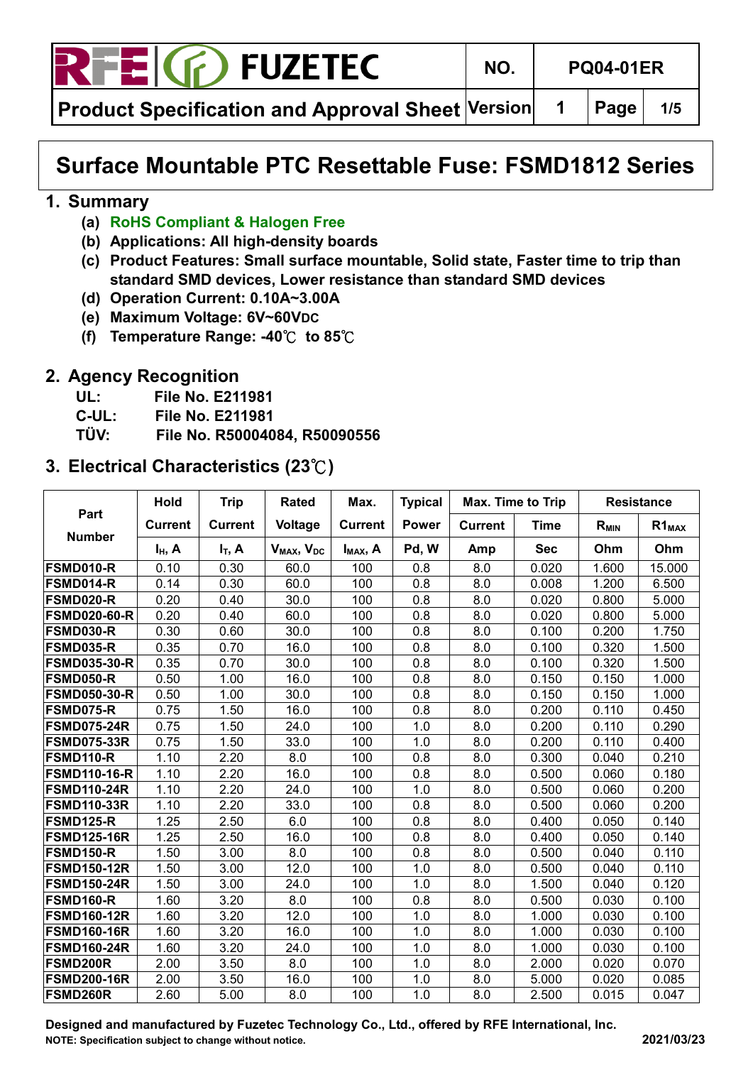# Surface Mountable PTC Resettable Fuse: FSMD1812 Series

## 1. Summary

- **(a) RoHS Compliant & Halogen Free**
- **(b) Applications: All high-density boards**
- **(c) Product Features: Small surface mountable, Solid state, Faster time to trip than standard SMD devices, Lower resistance than standard SMD devices**
- **(d) Operation Current: 0.10A~3.00A**
- **(e) Maximum Voltage: 6V~60VDC**
- **(f) Temperature Range: -40℃ to 85℃**

## 2. Agency Recognition

**UL:** File No. E211981
**C-UL:** File No. E211981
**TÜV:** File No. R50004084, R50090556

## 3. Electrical Characteristics (23℃)

| Part Number | Hold Current | Trip Current | Rated Voltage | Max. Current | Typical Power | Max. Time to Trip | | Resistance | |
|---|---|---|---|---|---|---|---|---|---|
| | | | | | | Current | Time | | |
| | $I_H$, A | $I_T$, A | $V_{MAX}$, $V_{DC}$ | $I_{MAX}$, A | Pd, W | Amp | Sec | $R_{MIN}$ Ohm | $R1_{MAX}$ Ohm |
| FSMD010-R | 0.10 | 0.30 | 60.0 | 100 | 0.8 | 8.0 | 0.020 | 1.600 | 15.000 |
| FSMD014-R | 0.14 | 0.30 | 60.0 | 100 | 0.8 | 8.0 | 0.008 | 1.200 | 6.500 |
| FSMD020-R | 0.20 | 0.40 | 30.0 | 100 | 0.8 | 8.0 | 0.020 | 0.800 | 5.000 |
| FSMD020-60-R | 0.20 | 0.40 | 60.0 | 100 | 0.8 | 8.0 | 0.020 | 0.800 | 5.000 |
| FSMD030-R | 0.30 | 0.60 | 30.0 | 100 | 0.8 | 8.0 | 0.100 | 0.200 | 1.750 |
| FSMD035-R | 0.35 | 0.70 | 16.0 | 100 | 0.8 | 8.0 | 0.100 | 0.320 | 1.500 |
| FSMD035-30-R | 0.35 | 0.70 | 30.0 | 100 | 0.8 | 8.0 | 0.100 | 0.320 | 1.500 |
| FSMD050-R | 0.50 | 1.00 | 16.0 | 100 | 0.8 | 8.0 | 0.150 | 0.150 | 1.000 |
| FSMD050-30-R | 0.50 | 1.00 | 30.0 | 100 | 0.8 | 8.0 | 0.150 | 0.150 | 1.000 |
| FSMD075-R | 0.75 | 1.50 | 16.0 | 100 | 0.8 | 8.0 | 0.200 | 0.110 | 0.450 |
| FSMD075-24R | 0.75 | 1.50 | 24.0 | 100 | 1.0 | 8.0 | 0.200 | 0.110 | 0.290 |
| FSMD075-33R | 0.75 | 1.50 | 33.0 | 100 | 1.0 | 8.0 | 0.200 | 0.110 | 0.400 |
| FSMD110-R | 1.10 | 2.20 | 8.0 | 100 | 0.8 | 8.0 | 0.300 | 0.040 | 0.210 |
| FSMD110-16-R | 1.10 | 2.20 | 16.0 | 100 | 0.8 | 8.0 | 0.500 | 0.060 | 0.180 |
| FSMD110-24R | 1.10 | 2.20 | 24.0 | 100 | 1.0 | 8.0 | 0.500 | 0.060 | 0.200 |
| FSMD110-33R | 1.10 | 2.20 | 33.0 | 100 | 0.8 | 8.0 | 0.500 | 0.060 | 0.200 |
| FSMD125-R | 1.25 | 2.50 | 6.0 | 100 | 0.8 | 8.0 | 0.400 | 0.050 | 0.140 |
| FSMD125-16R | 1.25 | 2.50 | 16.0 | 100 | 0.8 | 8.0 | 0.400 | 0.050 | 0.140 |
| FSMD150-R | 1.50 | 3.00 | 8.0 | 100 | 0.8 | 8.0 | 0.500 | 0.040 | 0.110 |
| FSMD150-12R | 1.50 | 3.00 | 12.0 | 100 | 1.0 | 8.0 | 0.500 | 0.040 | 0.110 |
| FSMD150-24R | 1.50 | 3.00 | 24.0 | 100 | 1.0 | 8.0 | 1.500 | 0.040 | 0.120 |
| FSMD160-R | 1.60 | 3.20 | 8.0 | 100 | 0.8 | 8.0 | 0.500 | 0.030 | 0.100 |
| FSMD160-12R | 1.60 | 3.20 | 12.0 | 100 | 1.0 | 8.0 | 1.000 | 0.030 | 0.100 |
| FSMD160-16R | 1.60 | 3.20 | 16.0 | 100 | 1.0 | 8.0 | 1.000 | 0.030 | 0.100 |
| FSMD160-24R | 1.60 | 3.20 | 24.0 | 100 | 1.0 | 8.0 | 1.000 | 0.030 | 0.100 |
| FSMD200R | 2.00 | 3.50 | 8.0 | 100 | 1.0 | 8.0 | 2.000 | 0.020 | 0.070 |
| FSMD200-16R | 2.00 | 3.50 | 16.0 | 100 | 1.0 | 8.0 | 5.000 | 0.020 | 0.085 |
| FSMD260R | 2.60 | 5.00 | 8.0 | 100 | 1.0 | 8.0 | 2.500 | 0.015 | 0.047 |

**Designed and manufactured by Fuzetec Technology Co., Ltd., offered by RFE International, Inc.**
**NOTE: Specification subject to change without notice.** **2021/03/23**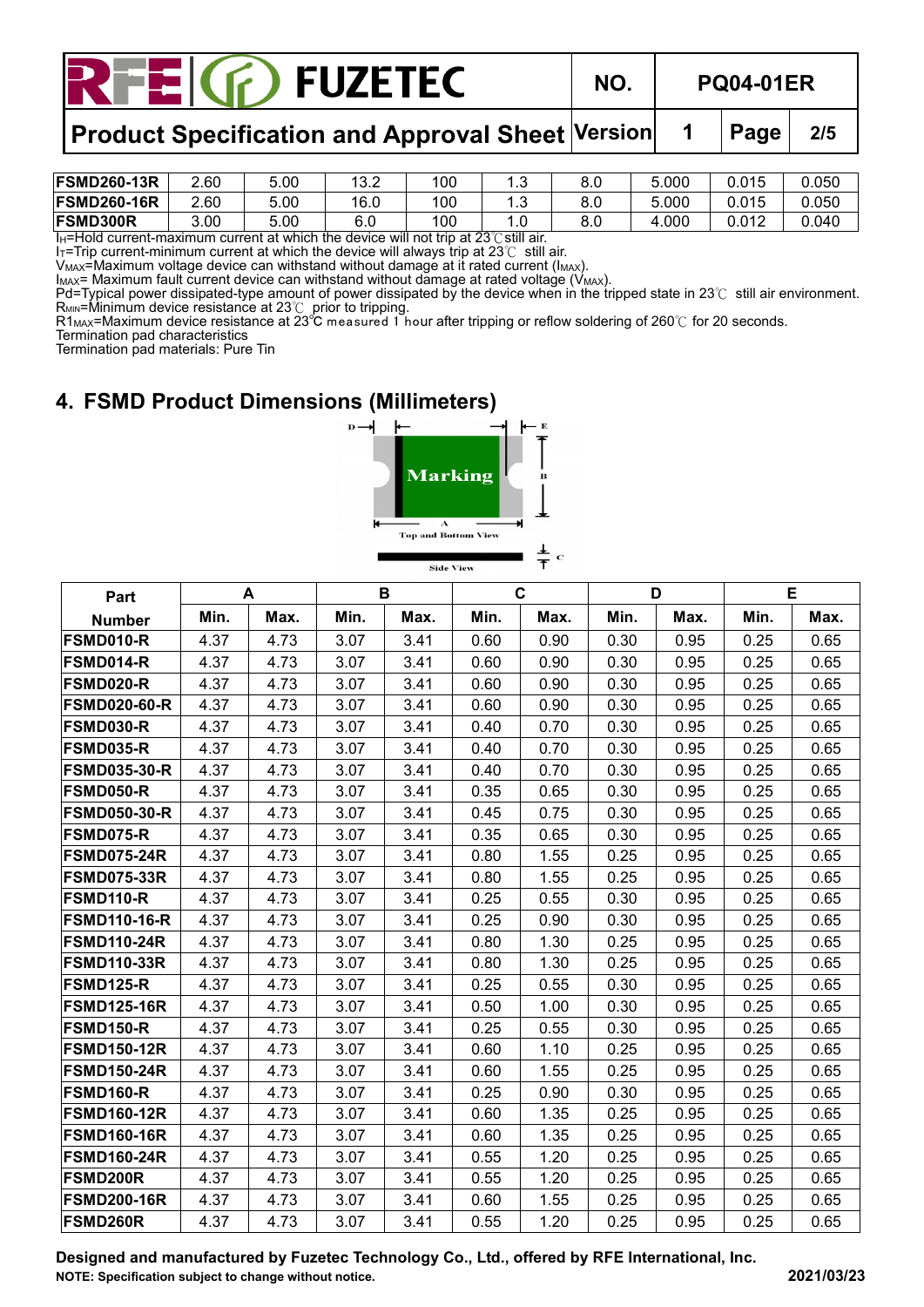| FSMD260-13R | 2.60 | 5.00 | 13.2 | 100 | 1.3 | 8.0 | 5.000 | 0.015 | 0.050 |
|---|---|---|---|---|---|---|---|---|---|
| FSMD260-16R | 2.60 | 5.00 | 16.0 | 100 | 1.3 | 8.0 | 5.000 | 0.015 | 0.050 |
| FSMD300R | 3.00 | 5.00 | 6.0 | 100 | 1.0 | 8.0 | 4.000 | 0.012 | 0.040 |

$I_H$=Hold current-maximum current at which the device will not trip at 23℃ still air.
$I_T$=Trip current-minimum current at which the device will always trip at 23℃ still air.
$V_{MAX}$=Maximum voltage device can withstand without damage at it rated current ($I_{MAX}$).
$I_{MAX}$= Maximum fault current device can withstand without damage at rated voltage ($V_{MAX}$).
Pd=Typical power dissipated-type amount of power dissipated by the device when in the tripped state in 23℃ still air environment.
$R_{MIN}$=Minimum device resistance at 23℃ prior to tripping.
$R1_{MAX}$=Maximum device resistance at 23℃ measured 1 hour after tripping or reflow soldering of 260℃ for 20 seconds.
Termination pad characteristics
Termination pad materials: Pure Tin

## 4. FSMD Product Dimensions (Millimeters)

| Part Number | A | | B | | C | | D | | E | |
|---|---|---|---|---|---|---|---|---|---|---|
| | Min. | Max. | Min. | Max. | Min. | Max. | Min. | Max. | Min. | Max. |
| FSMD010-R | 4.37 | 4.73 | 3.07 | 3.41 | 0.60 | 0.90 | 0.30 | 0.95 | 0.25 | 0.65 |
| FSMD014-R | 4.37 | 4.73 | 3.07 | 3.41 | 0.60 | 0.90 | 0.30 | 0.95 | 0.25 | 0.65 |
| FSMD020-R | 4.37 | 4.73 | 3.07 | 3.41 | 0.60 | 0.90 | 0.30 | 0.95 | 0.25 | 0.65 |
| FSMD020-60-R | 4.37 | 4.73 | 3.07 | 3.41 | 0.60 | 0.90 | 0.30 | 0.95 | 0.25 | 0.65 |
| FSMD030-R | 4.37 | 4.73 | 3.07 | 3.41 | 0.40 | 0.70 | 0.30 | 0.95 | 0.25 | 0.65 |
| FSMD035-R | 4.37 | 4.73 | 3.07 | 3.41 | 0.40 | 0.70 | 0.30 | 0.95 | 0.25 | 0.65 |
| FSMD035-30-R | 4.37 | 4.73 | 3.07 | 3.41 | 0.40 | 0.70 | 0.30 | 0.95 | 0.25 | 0.65 |
| FSMD050-R | 4.37 | 4.73 | 3.07 | 3.41 | 0.35 | 0.65 | 0.30 | 0.95 | 0.25 | 0.65 |
| FSMD050-30-R | 4.37 | 4.73 | 3.07 | 3.41 | 0.45 | 0.75 | 0.30 | 0.95 | 0.25 | 0.65 |
| FSMD075-R | 4.37 | 4.73 | 3.07 | 3.41 | 0.35 | 0.65 | 0.30 | 0.95 | 0.25 | 0.65 |
| FSMD075-24R | 4.37 | 4.73 | 3.07 | 3.41 | 0.80 | 1.55 | 0.25 | 0.95 | 0.25 | 0.65 |
| FSMD075-33R | 4.37 | 4.73 | 3.07 | 3.41 | 0.80 | 1.55 | 0.25 | 0.95 | 0.25 | 0.65 |
| FSMD110-R | 4.37 | 4.73 | 3.07 | 3.41 | 0.25 | 0.55 | 0.30 | 0.95 | 0.25 | 0.65 |
| FSMD110-16-R | 4.37 | 4.73 | 3.07 | 3.41 | 0.25 | 0.90 | 0.30 | 0.95 | 0.25 | 0.65 |
| FSMD110-24R | 4.37 | 4.73 | 3.07 | 3.41 | 0.80 | 1.30 | 0.25 | 0.95 | 0.25 | 0.65 |
| FSMD110-33R | 4.37 | 4.73 | 3.07 | 3.41 | 0.80 | 1.30 | 0.25 | 0.95 | 0.25 | 0.65 |
| FSMD125-R | 4.37 | 4.73 | 3.07 | 3.41 | 0.25 | 0.55 | 0.30 | 0.95 | 0.25 | 0.65 |
| FSMD125-16R | 4.37 | 4.73 | 3.07 | 3.41 | 0.50 | 1.00 | 0.30 | 0.95 | 0.25 | 0.65 |
| FSMD150-R | 4.37 | 4.73 | 3.07 | 3.41 | 0.25 | 0.55 | 0.30 | 0.95 | 0.25 | 0.65 |
| FSMD150-12R | 4.37 | 4.73 | 3.07 | 3.41 | 0.60 | 1.10 | 0.25 | 0.95 | 0.25 | 0.65 |
| FSMD150-24R | 4.37 | 4.73 | 3.07 | 3.41 | 0.60 | 1.55 | 0.25 | 0.95 | 0.25 | 0.65 |
| FSMD160-R | 4.37 | 4.73 | 3.07 | 3.41 | 0.25 | 0.90 | 0.30 | 0.95 | 0.25 | 0.65 |
| FSMD160-12R | 4.37 | 4.73 | 3.07 | 3.41 | 0.60 | 1.35 | 0.25 | 0.95 | 0.25 | 0.65 |
| FSMD160-16R | 4.37 | 4.73 | 3.07 | 3.41 | 0.60 | 1.35 | 0.25 | 0.95 | 0.25 | 0.65 |
| FSMD160-24R | 4.37 | 4.73 | 3.07 | 3.41 | 0.55 | 1.20 | 0.25 | 0.95 | 0.25 | 0.65 |
| FSMD200R | 4.37 | 4.73 | 3.07 | 3.41 | 0.55 | 1.20 | 0.25 | 0.95 | 0.25 | 0.65 |
| FSMD200-16R | 4.37 | 4.73 | 3.07 | 3.41 | 0.60 | 1.55 | 0.25 | 0.95 | 0.25 | 0.65 |
| FSMD260R | 4.37 | 4.73 | 3.07 | 3.41 | 0.55 | 1.20 | 0.25 | 0.95 | 0.25 | 0.65 |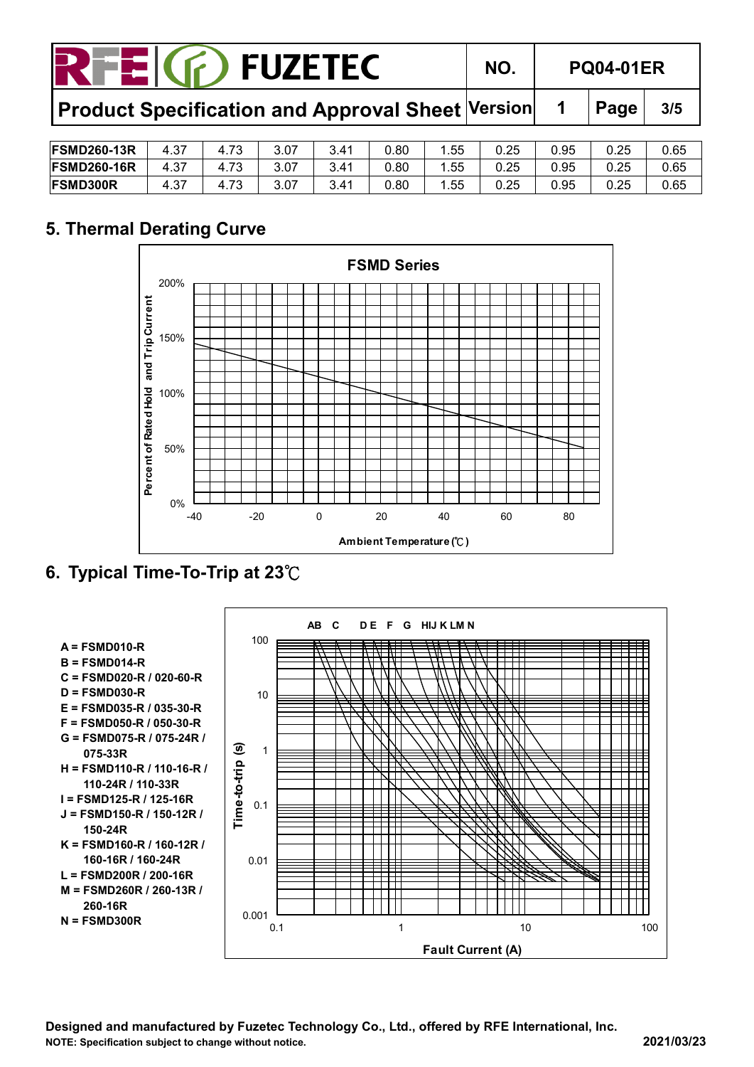| FSMD260-13R | 4.37 | 4.73 | 3.07 | 3.41 | 0.80 | 1.55 | 0.25 | 0.95 | 0.25 | 0.65 |
|---|---|---|---|---|---|---|---|---|---|---|
| FSMD260-16R | 4.37 | 4.73 | 3.07 | 3.41 | 0.80 | 1.55 | 0.25 | 0.95 | 0.25 | 0.65 |
| FSMD300R | 4.37 | 4.73 | 3.07 | 3.41 | 0.80 | 1.55 | 0.25 | 0.95 | 0.25 | 0.65 |

## 5. Thermal Derating Curve

## 6. Typical Time-To-Trip at 23℃

- A = FSMD010-R
- B = FSMD014-R
- C = FSMD020-R / 020-60-R
- D = FSMD030-R
- E = FSMD035-R / 035-30-R
- F = FSMD050-R / 050-30-R
- G = FSMD075-R / 075-24R / 075-33R
- H = FSMD110-R / 110-16-R / 110-24R / 110-33R
- I = FSMD125-R / 125-16R
- J = FSMD150-R / 150-12R / 150-24R
- K = FSMD160-R / 160-12R / 160-16R / 160-24R
- L = FSMD200R / 200-16R
- M = FSMD260R / 260-13R / 260-16R
- N = FSMD300R

**Designed and manufactured by Fuzetec Technology Co., Ltd., offered by RFE International, Inc.**

**NOTE: Specification subject to change without notice.**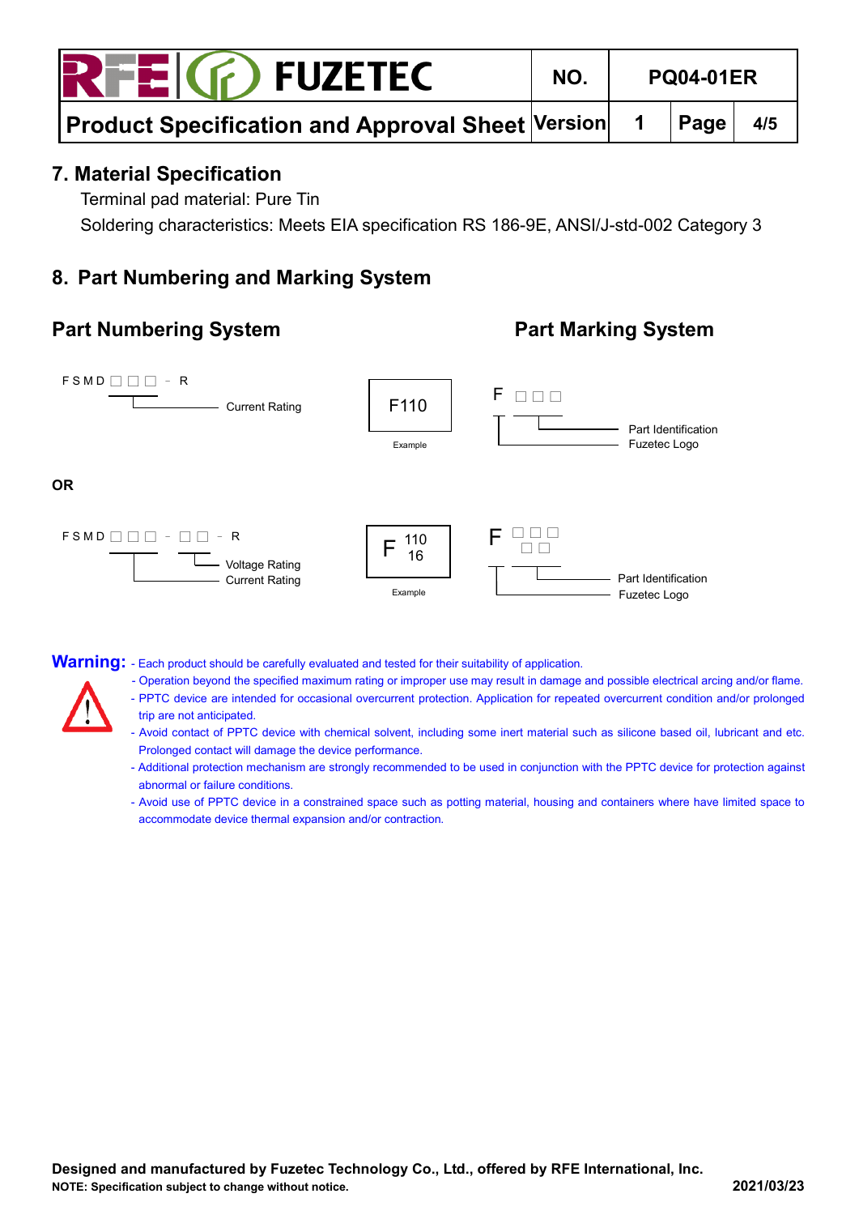## 7. Material Specification

Terminal pad material: Pure Tin

Soldering characteristics: Meets EIA specification RS 186-9E, ANSI/J-std-002 Category 3

## 8. Part Numbering and Marking System

### Part Numbering System

FSMD □□□ - R

Current Rating

**OR**

FSMD □□□ - □□ - R

Voltage Rating

Current Rating

### Part Marking System

F110

Example

F □□□

Part Identification

Fuzetec Logo

F 110
16

Example

F □□□
□□

Part Identification

Fuzetec Logo

**Warning:**

- Each product should be carefully evaluated and tested for their suitability of application.
- Operation beyond the specified maximum rating or improper use may result in damage and possible electrical arcing and/or flame.
- PPTC device are intended for occasional overcurrent protection. Application for repeated overcurrent condition and/or prolonged trip are not anticipated.
- Avoid contact of PPTC device with chemical solvent, including some inert material such as silicone based oil, lubricant and etc. Prolonged contact will damage the device performance.
- Additional protection mechanism are strongly recommended to be used in conjunction with the PPTC device for protection against abnormal or failure conditions.
- Avoid use of PPTC device in a constrained space such as potting material, housing and containers where have limited space to accommodate device thermal expansion and/or contraction.

**Designed and manufactured by Fuzetec Technology Co., Ltd., offered by RFE International, Inc.**

**NOTE: Specification subject to change without notice.**

**2021/03/23**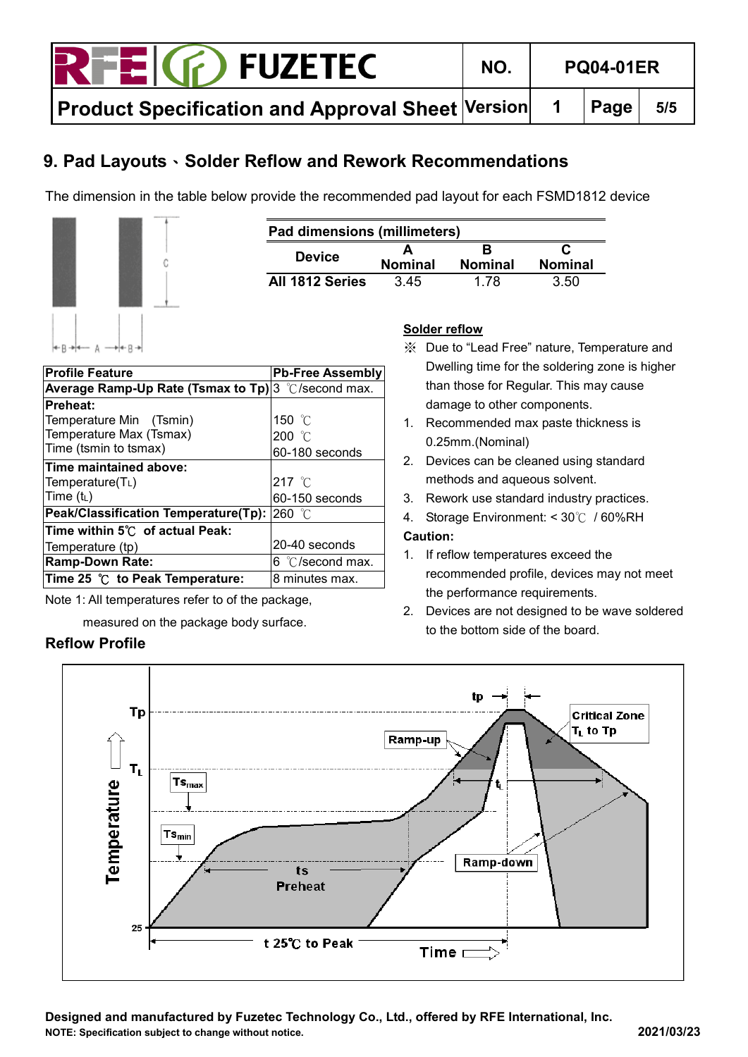## 9. Pad Layouts、Solder Reflow and Rework Recommendations

The dimension in the table below provide the recommended pad layout for each FSMD1812 device

C

B A B

| Pad dimensions (millimeters) | | | |
|---|---|---|---|
| Device | A Nominal | B Nominal | C Nominal |
| All 1812 Series | 3.45 | 1.78 | 3.50 |

| Profile Feature | Pb-Free Assembly |
|---|---|
| **Average Ramp-Up Rate (Tsmax to Tp)** | 3 ℃/second max. |
| **Preheat:** | |
| Temperature Min (Tsmin) | 150 ℃ |
| Temperature Max (Tsmax) | 200 ℃ |
| Time (tsmin to tsmax) | 60-180 seconds |
| **Time maintained above:** | |
| Temperature($T_L$) | 217 ℃ |
| Time ($t_L$) | 60-150 seconds |
| **Peak/Classification Temperature(Tp):** | 260 ℃ |
| **Time within 5℃ of actual Peak:** | |
| Temperature (tp) | 20-40 seconds |
| **Ramp-Down Rate:** | 6 ℃/second max. |
| **Time 25 ℃ to Peak Temperature:** | 8 minutes max. |

Note 1: All temperatures refer to of the package, measured on the package body surface.

**Solder reflow**

※ Due to "Lead Free" nature, Temperature and Dwelling time for the soldering zone is higher than those for Regular. This may cause damage to other components.

1. Recommended max paste thickness is 0.25mm.(Nominal)
2. Devices can be cleaned using standard methods and aqueous solvent.
3. Rework use standard industry practices.
4. Storage Environment: < 30℃ / 60%RH

**Caution:**

1. If reflow temperatures exceed the recommended profile, devices may not meet the performance requirements.
2. Devices are not designed to be wave soldered to the bottom side of the board.

### Reflow Profile

Tp
$T_L$
$Ts_{max}$
$Ts_{min}$
25
Temperature
tp
Critical Zone
$T_L$ to Tp
Ramp-up
$t_L$
Ramp-down
ts
Preheat
t 25℃ to Peak
Time

**Designed and manufactured by Fuzetec Technology Co., Ltd., offered by RFE International, Inc.**

**NOTE: Specification subject to change without notice.** **2021/03/23**